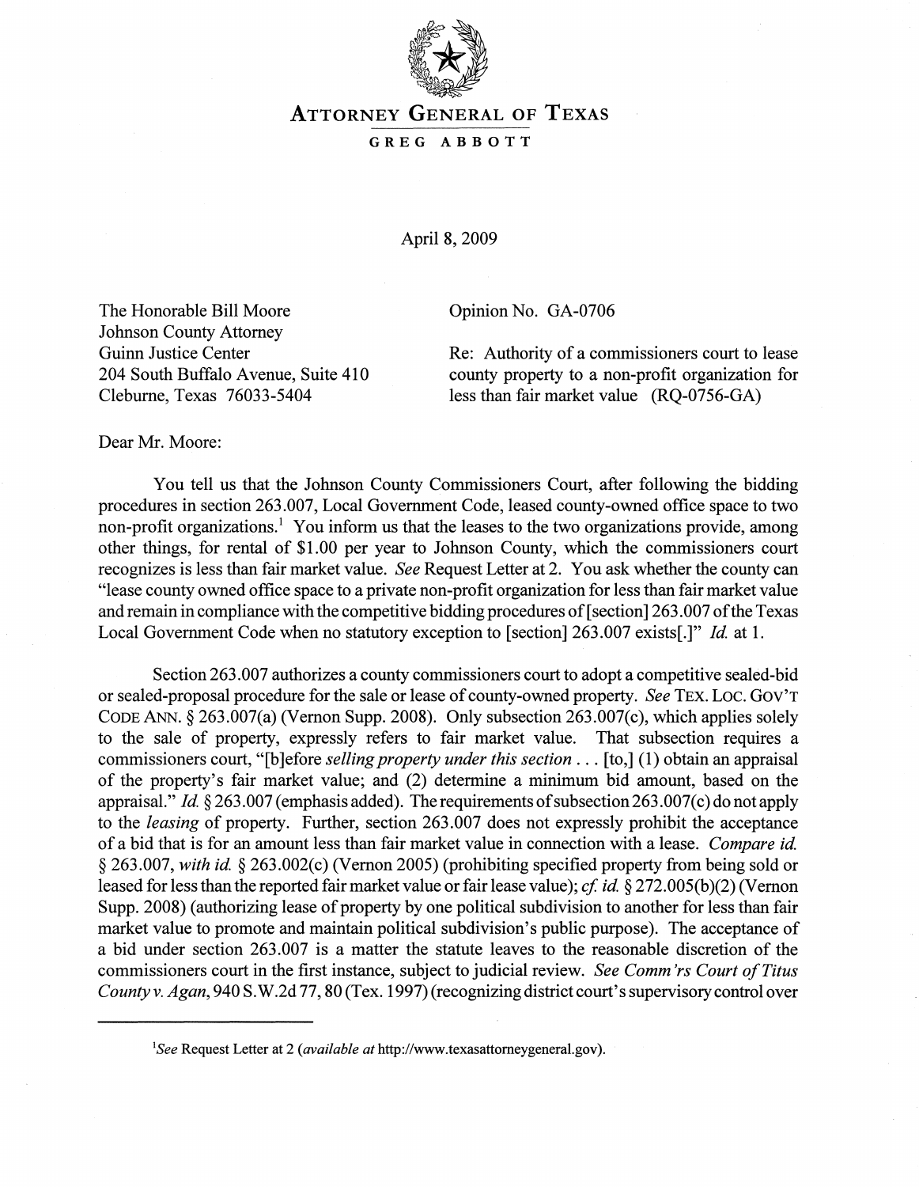# ATTORNEY GENERAL OF TEXAS

GREG ABBOTT

April 8, 2009

The Honorable Bill Moore
Johnson County Attorney
Guinn Justice Center
204 South Buffalo Avenue, Suite 410
Cleburne, Texas 76033-5404

Opinion No. GA-0706

Re: Authority of a commissioners court to lease county property to a non-profit organization for less than fair market value (RQ-0756-GA)

Dear Mr. Moore:

You tell us that the Johnson County Commissioners Court, after following the bidding procedures in section 263.007, Local Government Code, leased county-owned office space to two non-profit organizations.[1] You inform us that the leases to the two organizations provide, among other things, for rental of $1.00 per year to Johnson County, which the commissioners court recognizes is less than fair market value. *See* Request Letter at 2. You ask whether the county can "lease county owned office space to a private non-profit organization for less than fair market value and remain in compliance with the competitive bidding procedures of [section] 263.007 of the Texas Local Government Code when no statutory exception to [section] 263.007 exists[.]" *Id.* at 1.

Section 263.007 authorizes a county commissioners court to adopt a competitive sealed-bid or sealed-proposal procedure for the sale or lease of county-owned property. *See* TEX. LOC. GOV'T CODE ANN. § 263.007(a) (Vernon Supp. 2008). Only subsection 263.007(c), which applies solely to the sale of property, expressly refers to fair market value. That subsection requires a commissioners court, "[b]efore *selling property under this section* . . . [to,] (1) obtain an appraisal of the property's fair market value; and (2) determine a minimum bid amount, based on the appraisal." *Id.* § 263.007 (emphasis added). The requirements of subsection 263.007(c) do not apply to the *leasing* of property. Further, section 263.007 does not expressly prohibit the acceptance of a bid that is for an amount less than fair market value in connection with a lease. *Compare id.* § 263.007, *with id.* § 263.002(c) (Vernon 2005) (prohibiting specified property from being sold or leased for less than the reported fair market value or fair lease value); *cf. id.* § 272.005(b)(2) (Vernon Supp. 2008) (authorizing lease of property by one political subdivision to another for less than fair market value to promote and maintain political subdivision's public purpose). The acceptance of a bid under section 263.007 is a matter the statute leaves to the reasonable discretion of the commissioners court in the first instance, subject to judicial review. *See Comm'rs Court of Titus County v. Agan*, 940 S.W.2d 77, 80 (Tex. 1997) (recognizing district court's supervisory control over

---

[1] *See* Request Letter at 2 (*available at* http://www.texasattorneygeneral.gov).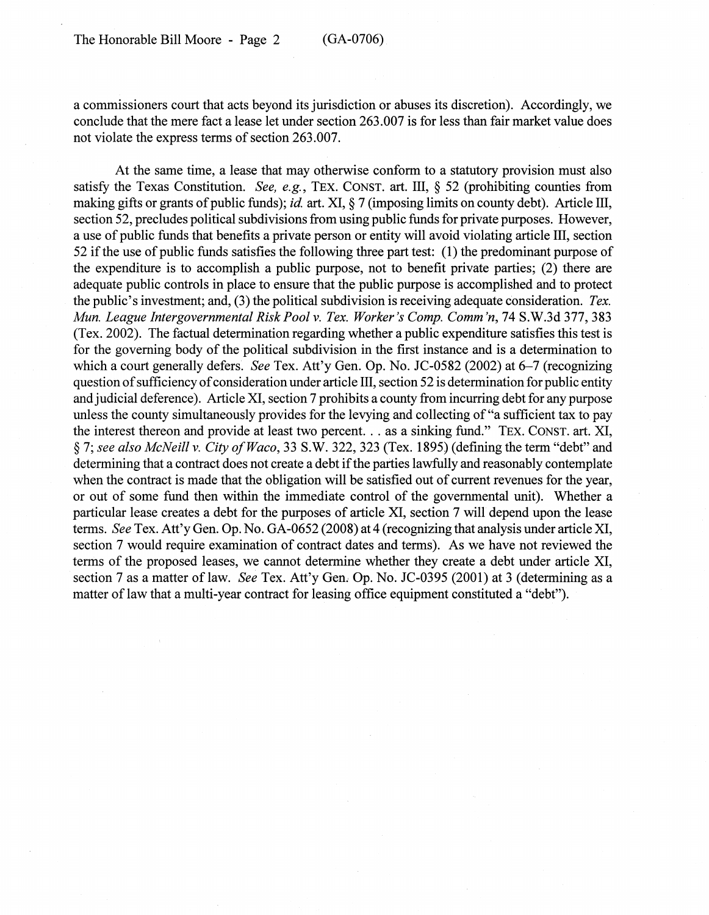a commissioners court that acts beyond its jurisdiction or abuses its discretion). Accordingly, we conclude that the mere fact a lease let under section 263.007 is for less than fair market value does not violate the express terms of section 263.007.

At the same time, a lease that may otherwise conform to a statutory provision must also satisfy the Texas Constitution. *See, e.g.*, TEX. CONST. art. III, § 52 (prohibiting counties from making gifts or grants of public funds); *id.* art. XI, § 7 (imposing limits on county debt). Article III, section 52, precludes political subdivisions from using public funds for private purposes. However, a use of public funds that benefits a private person or entity will avoid violating article III, section 52 if the use of public funds satisfies the following three part test: (1) the predominant purpose of the expenditure is to accomplish a public purpose, not to benefit private parties; (2) there are adequate public controls in place to ensure that the public purpose is accomplished and to protect the public's investment; and, (3) the political subdivision is receiving adequate consideration. *Tex. Mun. League Intergovernmental Risk Pool v. Tex. Worker's Comp. Comm'n*, 74 S.W.3d 377, 383 (Tex. 2002). The factual determination regarding whether a public expenditure satisfies this test is for the governing body of the political subdivision in the first instance and is a determination to which a court generally defers. *See* Tex. Att'y Gen. Op. No. JC-0582 (2002) at 6–7 (recognizing question of sufficiency of consideration under article III, section 52 is determination for public entity and judicial deference). Article XI, section 7 prohibits a county from incurring debt for any purpose unless the county simultaneously provides for the levying and collecting of "a sufficient tax to pay the interest thereon and provide at least two percent. . . as a sinking fund." TEX. CONST. art. XI, § 7; *see also McNeill v. City of Waco*, 33 S.W. 322, 323 (Tex. 1895) (defining the term "debt" and determining that a contract does not create a debt if the parties lawfully and reasonably contemplate when the contract is made that the obligation will be satisfied out of current revenues for the year, or out of some fund then within the immediate control of the governmental unit). Whether a particular lease creates a debt for the purposes of article XI, section 7 will depend upon the lease terms. *See* Tex. Att'y Gen. Op. No. GA-0652 (2008) at 4 (recognizing that analysis under article XI, section 7 would require examination of contract dates and terms). As we have not reviewed the terms of the proposed leases, we cannot determine whether they create a debt under article XI, section 7 as a matter of law. *See* Tex. Att'y Gen. Op. No. JC-0395 (2001) at 3 (determining as a matter of law that a multi-year contract for leasing office equipment constituted a "debt").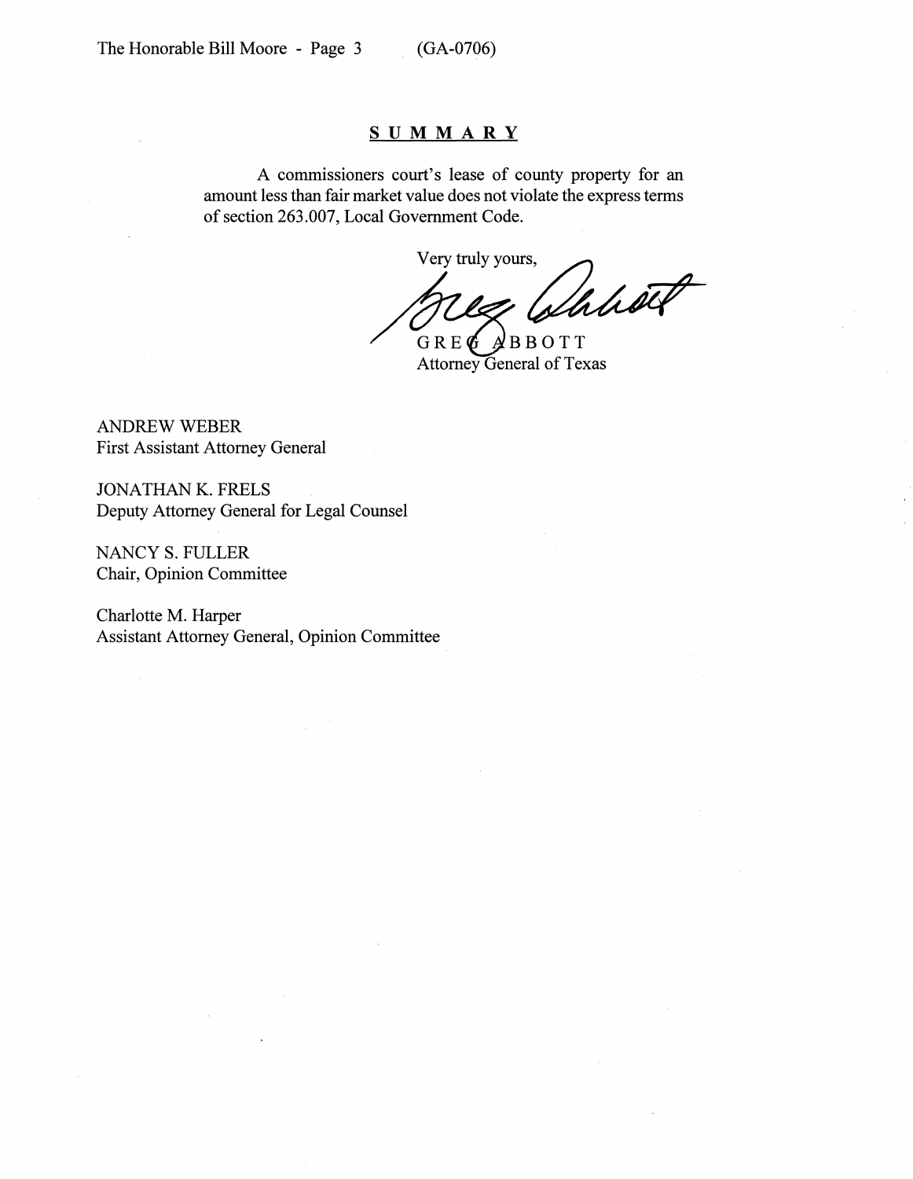## S U M M A R Y

A commissioners court's lease of county property for an amount less than fair market value does not violate the express terms of section 263.007, Local Government Code.

Very truly yours,

GREG ABBOTT
Attorney General of Texas

ANDREW WEBER
First Assistant Attorney General

JONATHAN K. FRELS
Deputy Attorney General for Legal Counsel

NANCY S. FULLER
Chair, Opinion Committee

Charlotte M. Harper
Assistant Attorney General, Opinion Committee